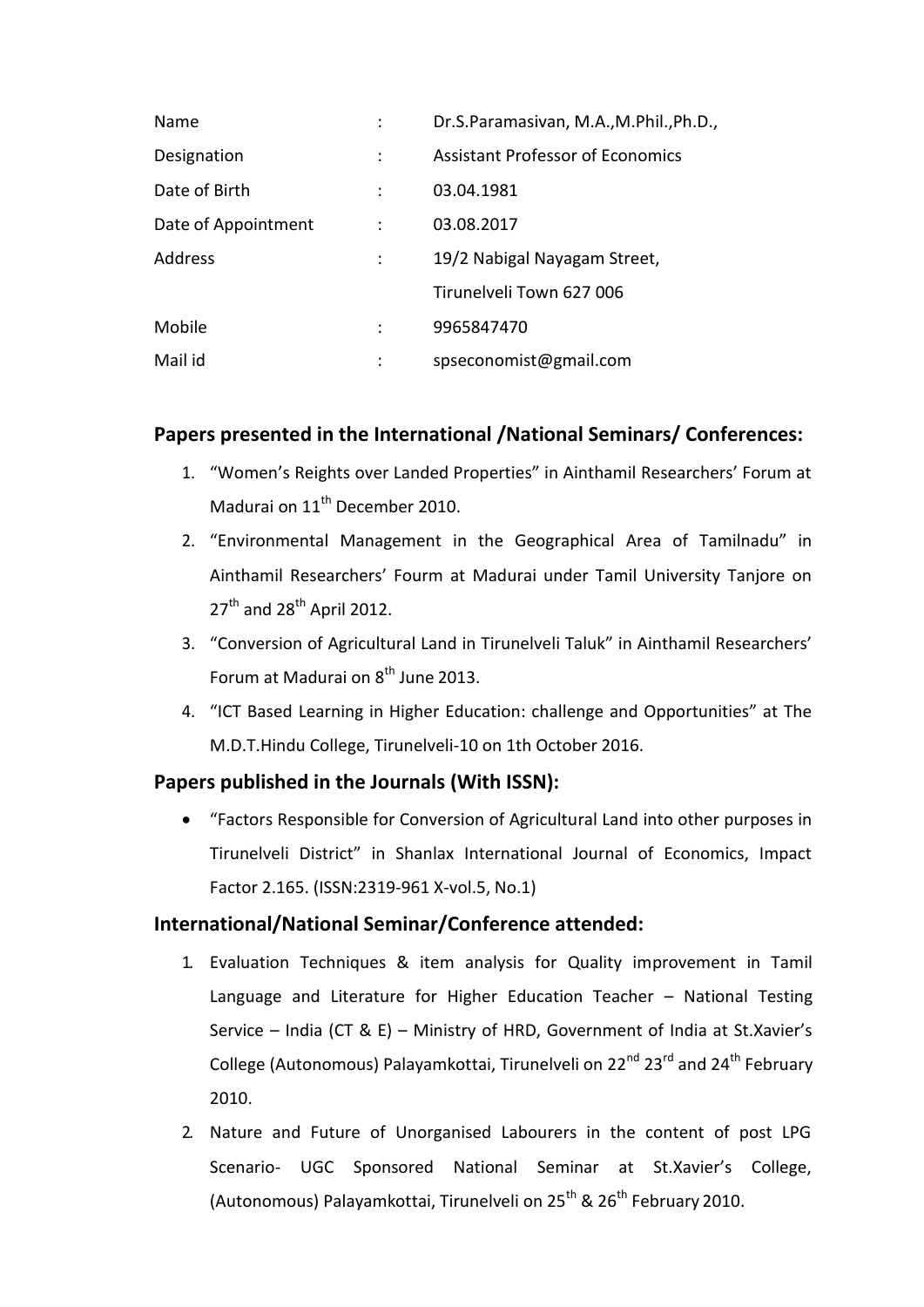| Name | : | Dr.S.Paramasivan, M.A.,M.Phil.,Ph.D., |
|---|---|---|
| Designation | : | Assistant Professor of Economics |
| Date of Birth | : | 03.04.1981 |
| Date of Appointment | : | 03.08.2017 |
| Address | : | 19/2 Nabigal Nayagam Street, |
| | | Tirunelveli Town 627 006 |
| Mobile | : | 9965847470 |
| Mail id | : | spseconomist@gmail.com |

## Papers presented in the International /National Seminars/ Conferences:

1. "Women's Reights over Landed Properties" in Ainthamil Researchers' Forum at Madurai on 11th December 2010.
2. "Environmental Management in the Geographical Area of Tamilnadu" in Ainthamil Researchers' Fourm at Madurai under Tamil University Tanjore on 27th and 28th April 2012.
3. "Conversion of Agricultural Land in Tirunelveli Taluk" in Ainthamil Researchers' Forum at Madurai on 8th June 2013.
4. "ICT Based Learning in Higher Education: challenge and Opportunities" at The M.D.T.Hindu College, Tirunelveli-10 on 1th October 2016.

## Papers published in the Journals (With ISSN):

- "Factors Responsible for Conversion of Agricultural Land into other purposes in Tirunelveli District" in Shanlax International Journal of Economics, Impact Factor 2.165. (ISSN:2319-961 X-vol.5, No.1)

## International/National Seminar/Conference attended:

1. Evaluation Techniques & item analysis for Quality improvement in Tamil Language and Literature for Higher Education Teacher – National Testing Service – India (CT & E) – Ministry of HRD, Government of India at St.Xavier's College (Autonomous) Palayamkottai, Tirunelveli on 22nd 23rd and 24th February 2010.
2. Nature and Future of Unorganised Labourers in the content of post LPG Scenario- UGC Sponsored National Seminar at St.Xavier's College, (Autonomous) Palayamkottai, Tirunelveli on 25th & 26th February 2010.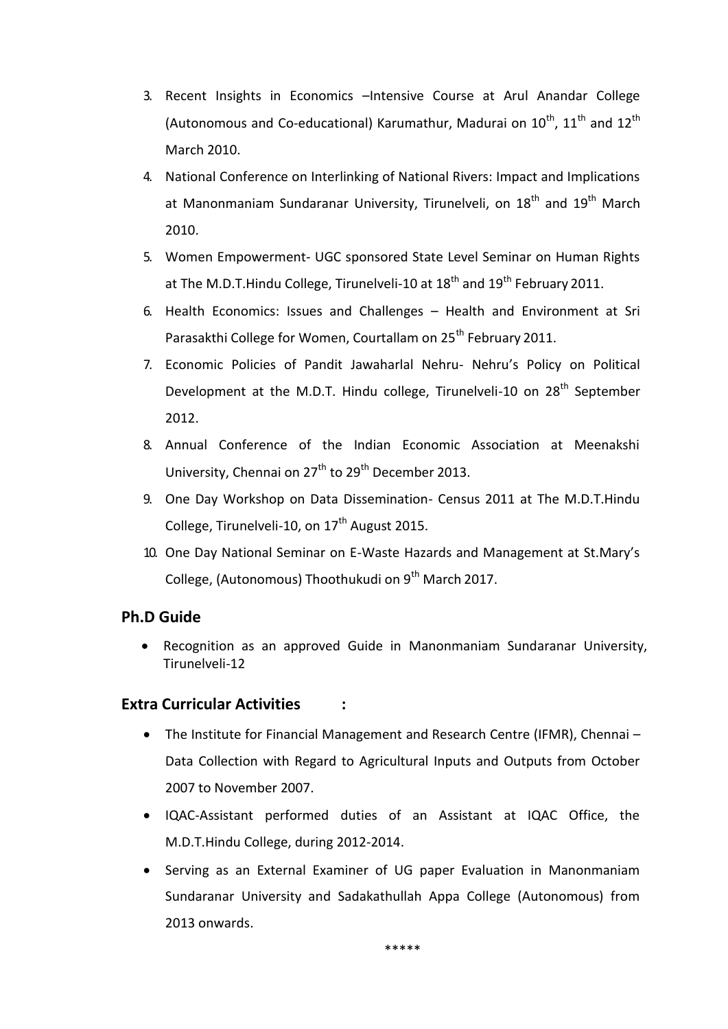3. Recent Insights in Economics –Intensive Course at Arul Anandar College (Autonomous and Co-educational) Karumathur, Madurai on 10th, 11th and 12th March 2010.
4. National Conference on Interlinking of National Rivers: Impact and Implications at Manonmaniam Sundaranar University, Tirunelveli, on 18th and 19th March 2010.
5. Women Empowerment- UGC sponsored State Level Seminar on Human Rights at The M.D.T.Hindu College, Tirunelveli-10 at 18th and 19th February 2011.
6. Health Economics: Issues and Challenges – Health and Environment at Sri Parasakthi College for Women, Courtallam on 25th February 2011.
7. Economic Policies of Pandit Jawaharlal Nehru- Nehru's Policy on Political Development at the M.D.T. Hindu college, Tirunelveli-10 on 28th September 2012.
8. Annual Conference of the Indian Economic Association at Meenakshi University, Chennai on 27th to 29th December 2013.
9. One Day Workshop on Data Dissemination- Census 2011 at The M.D.T.Hindu College, Tirunelveli-10, on 17th August 2015.
10. One Day National Seminar on E-Waste Hazards and Management at St.Mary's College, (Autonomous) Thoothukudi on 9th March 2017.

## Ph.D Guide

- Recognition as an approved Guide in Manonmaniam Sundaranar University, Tirunelveli-12

## Extra Curricular Activities :

- The Institute for Financial Management and Research Centre (IFMR), Chennai – Data Collection with Regard to Agricultural Inputs and Outputs from October 2007 to November 2007.
- IQAC-Assistant performed duties of an Assistant at IQAC Office, the M.D.T.Hindu College, during 2012-2014.
- Serving as an External Examiner of UG paper Evaluation in Manonmaniam Sundaranar University and Sadakathullah Appa College (Autonomous) from 2013 onwards.

*****